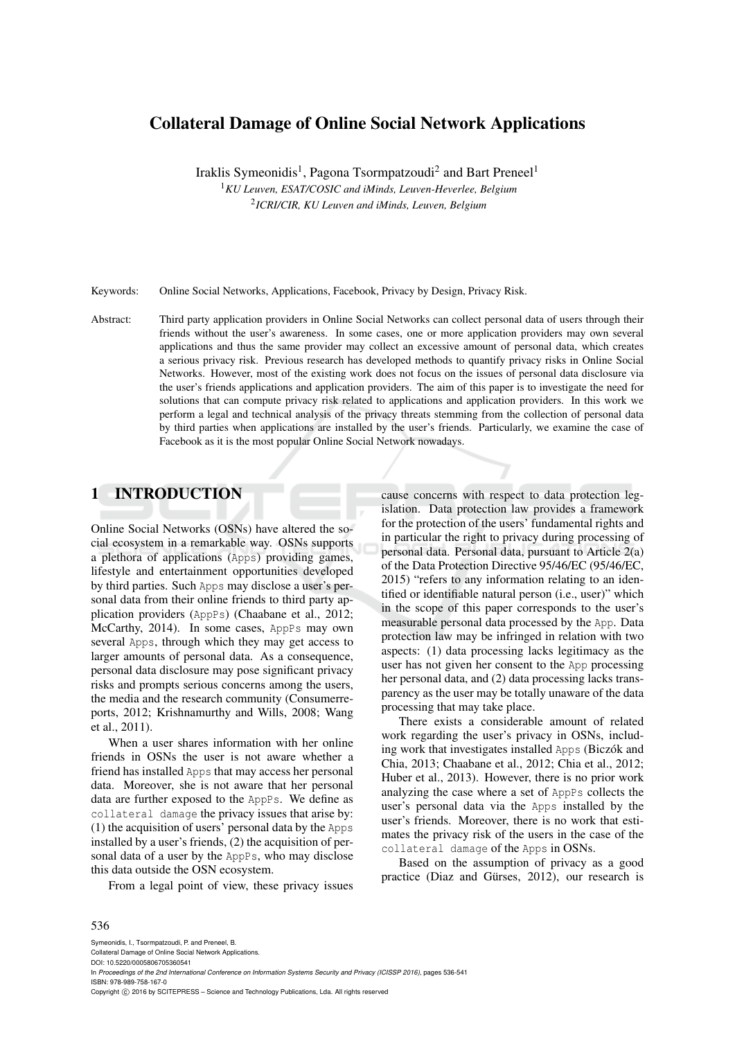# Collateral Damage of Online Social Network Applications

Iraklis Symeonidis[1], Pagona Tsormpatzoudi[2] and Bart Preneel[1]

[1]*KU Leuven, ESAT/COSIC and iMinds, Leuven-Heverlee, Belgium*

[2]*ICRI/CIR, KU Leuven and iMinds, Leuven, Belgium*

Keywords: Online Social Networks, Applications, Facebook, Privacy by Design, Privacy Risk.

Abstract: Third party application providers in Online Social Networks can collect personal data of users through their friends without the user's awareness. In some cases, one or more application providers may own several applications and thus the same provider may collect an excessive amount of personal data, which creates a serious privacy risk. Previous research has developed methods to quantify privacy risks in Online Social Networks. However, most of the existing work does not focus on the issues of personal data disclosure via the user's friends applications and application providers. The aim of this paper is to investigate the need for solutions that can compute privacy risk related to applications and application providers. In this work we perform a legal and technical analysis of the privacy threats stemming from the collection of personal data by third parties when applications are installed by the user's friends. Particularly, we examine the case of Facebook as it is the most popular Online Social Network nowadays.

## 1 INTRODUCTION

Online Social Networks (OSNs) have altered the social ecosystem in a remarkable way. OSNs supports a plethora of applications (`Apps`) providing games, lifestyle and entertainment opportunities developed by third parties. Such `Apps` may disclose a user's personal data from their online friends to third party application providers (`AppPs`) (Chaabane et al., 2012; McCarthy, 2014). In some cases, `AppPs` may own several `Apps`, through which they may get access to larger amounts of personal data. As a consequence, personal data disclosure may pose significant privacy risks and prompts serious concerns among the users, the media and the research community (Consumerreports, 2012; Krishnamurthy and Wills, 2008; Wang et al., 2011).

When a user shares information with her online friends in OSNs the user is not aware whether a friend has installed `Apps` that may access her personal data. Moreover, she is not aware that her personal data are further exposed to the `AppPs`. We define as `collateral damage` the privacy issues that arise by: (1) the acquisition of users' personal data by the `Apps` installed by a user's friends, (2) the acquisition of personal data of a user by the `AppPs`, who may disclose this data outside the OSN ecosystem.

From a legal point of view, these privacy issues cause concerns with respect to data protection legislation. Data protection law provides a framework for the protection of the users' fundamental rights and in particular the right to privacy during processing of personal data. Personal data, pursuant to Article 2(a) of the Data Protection Directive 95/46/EC (95/46/EC, 2015) "refers to any information relating to an identified or identifiable natural person (i.e., user)" which in the scope of this paper corresponds to the user's measurable personal data processed by the `App`. Data protection law may be infringed in relation with two aspects: (1) data processing lacks legitimacy as the user has not given her consent to the `App` processing her personal data, and (2) data processing lacks transparency as the user may be totally unaware of the data processing that may take place.

There exists a considerable amount of related work regarding the user's privacy in OSNs, including work that investigates installed `Apps` (Biczók and Chia, 2013; Chaabane et al., 2012; Chia et al., 2012; Huber et al., 2013). However, there is no prior work analyzing the case where a set of `AppPs` collects the user's personal data via the `Apps` installed by the user's friends. Moreover, there is no work that estimates the privacy risk of the users in the case of the `collateral damage` of the `Apps` in OSNs.

Based on the assumption of privacy as a good practice (Diaz and Gürses, 2012), our research is

Symeonidis, I., Tsormpatzoudi, P. and Preneel, B.
Collateral Damage of Online Social Network Applications.
DOI: 10.5220/0005806705360541
In *Proceedings of the 2nd International Conference on Information Systems Security and Privacy (ICISSP 2016)*, pages 536-541
ISBN: 978-989-758-167-0
Copyright © 2016 by SCITEPRESS – Science and Technology Publications, Lda. All rights reserved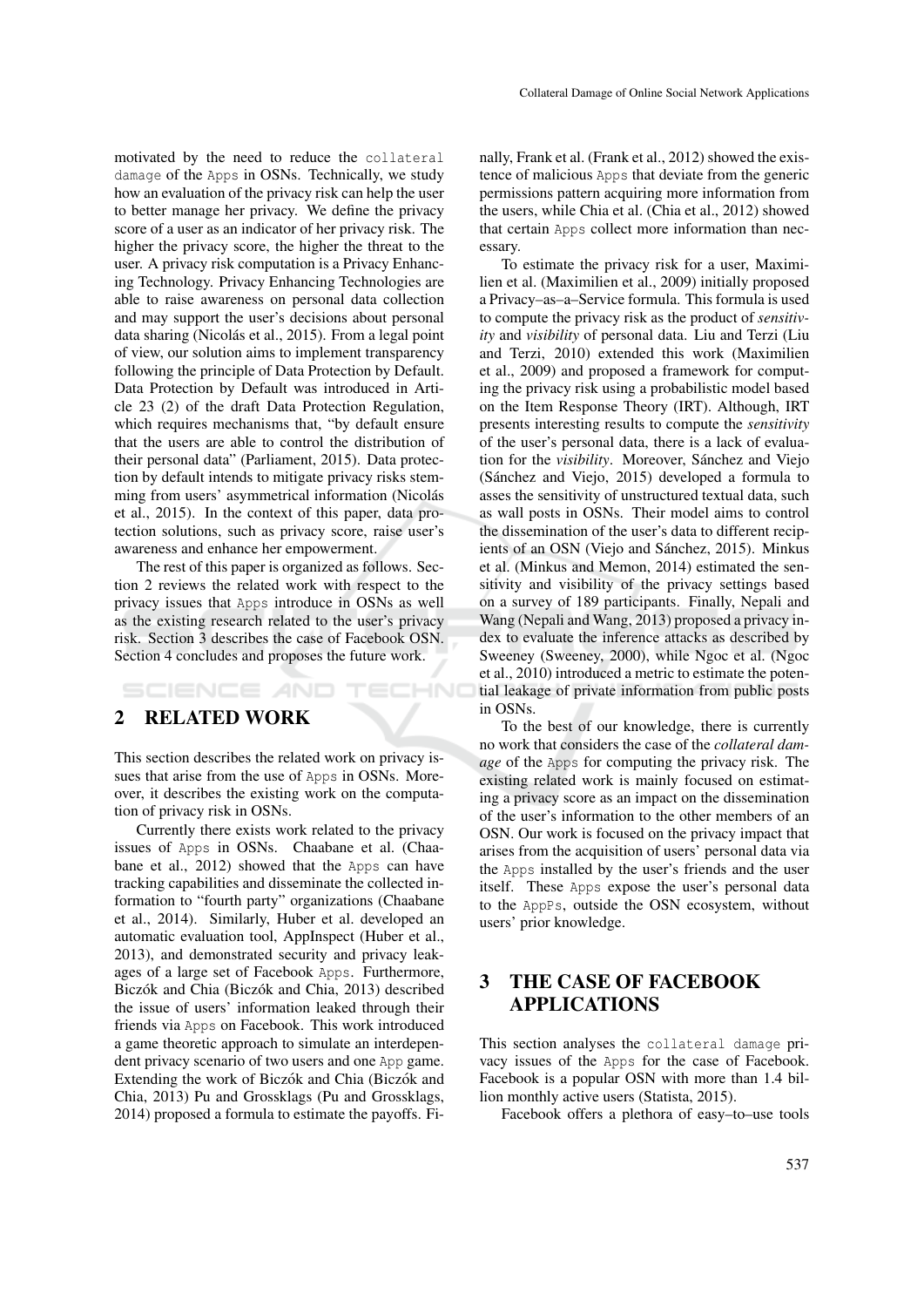motivated by the need to reduce the `collateral damage` of the `Apps` in OSNs. Technically, we study how an evaluation of the privacy risk can help the user to better manage her privacy. We define the privacy score of a user as an indicator of her privacy risk. The higher the privacy score, the higher the threat to the user. A privacy risk computation is a Privacy Enhancing Technology. Privacy Enhancing Technologies are able to raise awareness on personal data collection and may support the user's decisions about personal data sharing (Nicolás et al., 2015). From a legal point of view, our solution aims to implement transparency following the principle of Data Protection by Default. Data Protection by Default was introduced in Article 23 (2) of the draft Data Protection Regulation, which requires mechanisms that, "by default ensure that the users are able to control the distribution of their personal data" (Parliament, 2015). Data protection by default intends to mitigate privacy risks stemming from users' asymmetrical information (Nicolás et al., 2015). In the context of this paper, data protection solutions, such as privacy score, raise user's awareness and enhance her empowerment.

The rest of this paper is organized as follows. Section 2 reviews the related work with respect to the privacy issues that `Apps` introduce in OSNs as well as the existing research related to the user's privacy risk. Section 3 describes the case of Facebook OSN. Section 4 concludes and proposes the future work.

## 2 RELATED WORK

This section describes the related work on privacy issues that arise from the use of `Apps` in OSNs. Moreover, it describes the existing work on the computation of privacy risk in OSNs.

Currently there exists work related to the privacy issues of `Apps` in OSNs. Chaabane et al. (Chaabane et al., 2012) showed that the `Apps` can have tracking capabilities and disseminate the collected information to "fourth party" organizations (Chaabane et al., 2014). Similarly, Huber et al. developed an automatic evaluation tool, AppInspect (Huber et al., 2013), and demonstrated security and privacy leakages of a large set of Facebook `Apps`. Furthermore, Biczók and Chia (Biczók and Chia, 2013) described the issue of users' information leaked through their friends via `Apps` on Facebook. This work introduced a game theoretic approach to simulate an interdependent privacy scenario of two users and one `App` game. Extending the work of Biczók and Chia (Biczók and Chia, 2013) Pu and Grossklags (Pu and Grossklags, 2014) proposed a formula to estimate the payoffs. Finally, Frank et al. (Frank et al., 2012) showed the existence of malicious `Apps` that deviate from the generic permissions pattern acquiring more information from the users, while Chia et al. (Chia et al., 2012) showed that certain `Apps` collect more information than necessary.

To estimate the privacy risk for a user, Maximilien et al. (Maximilien et al., 2009) initially proposed a Privacy–as–a–Service formula. This formula is used to compute the privacy risk as the product of *sensitivity* and *visibility* of personal data. Liu and Terzi (Liu and Terzi, 2010) extended this work (Maximilien et al., 2009) and proposed a framework for computing the privacy risk using a probabilistic model based on the Item Response Theory (IRT). Although, IRT presents interesting results to compute the *sensitivity* of the user's personal data, there is a lack of evaluation for the *visibility*. Moreover, Sánchez and Viejo (Sánchez and Viejo, 2015) developed a formula to asses the sensitivity of unstructured textual data, such as wall posts in OSNs. Their model aims to control the dissemination of the user's data to different recipients of an OSN (Viejo and Sánchez, 2015). Minkus et al. (Minkus and Memon, 2014) estimated the sensitivity and visibility of the privacy settings based on a survey of 189 participants. Finally, Nepali and Wang (Nepali and Wang, 2013) proposed a privacy index to evaluate the inference attacks as described by Sweeney (Sweeney, 2000), while Ngoc et al. (Ngoc et al., 2010) introduced a metric to estimate the potential leakage of private information from public posts in OSNs.

To the best of our knowledge, there is currently no work that considers the case of the *collateral damage* of the `Apps` for computing the privacy risk. The existing related work is mainly focused on estimating a privacy score as an impact on the dissemination of the user's information to the other members of an OSN. Our work is focused on the privacy impact that arises from the acquisition of users' personal data via the `Apps` installed by the user's friends and the user itself. These `Apps` expose the user's personal data to the `AppPs`, outside the OSN ecosystem, without users' prior knowledge.

## 3 THE CASE OF FACEBOOK APPLICATIONS

This section analyses the `collateral damage` privacy issues of the `Apps` for the case of Facebook. Facebook is a popular OSN with more than 1.4 billion monthly active users (Statista, 2015).

Facebook offers a plethora of easy–to–use tools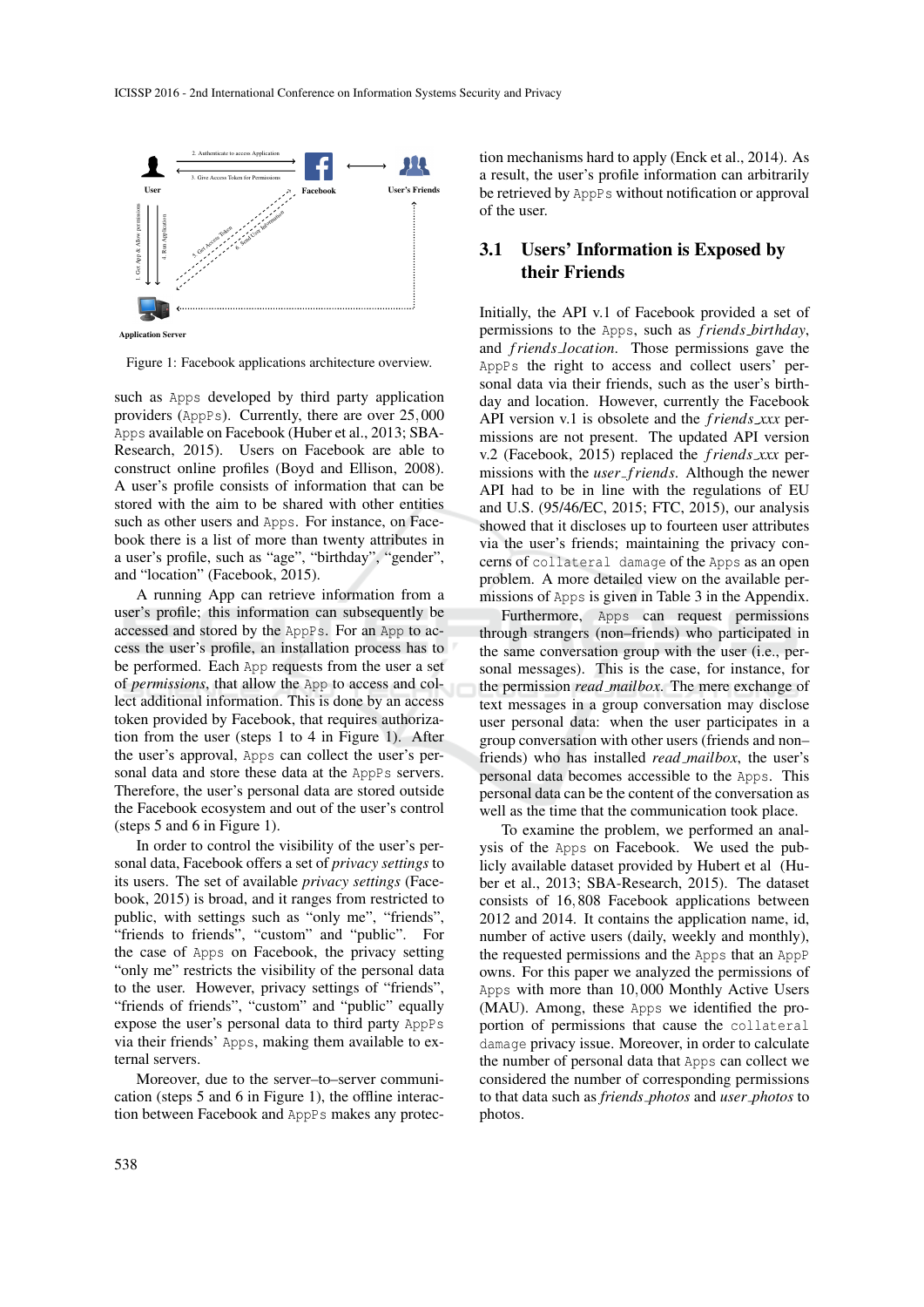Figure 1: Facebook applications architecture overview.

such as Apps developed by third party application providers (AppPs). Currently, there are over 25,000 Apps available on Facebook (Huber et al., 2013; SBA-Research, 2015). Users on Facebook are able to construct online profiles (Boyd and Ellison, 2008). A user's profile consists of information that can be stored with the aim to be shared with other entities such as other users and Apps. For instance, on Facebook there is a list of more than twenty attributes in a user's profile, such as "age", "birthday", "gender", and "location" (Facebook, 2015).

A running App can retrieve information from a user's profile; this information can subsequently be accessed and stored by the AppPs. For an App to access the user's profile, an installation process has to be performed. Each App requests from the user a set of *permissions*, that allow the App to access and collect additional information. This is done by an access token provided by Facebook, that requires authorization from the user (steps 1 to 4 in Figure 1). After the user's approval, Apps can collect the user's personal data and store these data at the AppPs servers. Therefore, the user's personal data are stored outside the Facebook ecosystem and out of the user's control (steps 5 and 6 in Figure 1).

In order to control the visibility of the user's personal data, Facebook offers a set of *privacy settings* to its users. The set of available *privacy settings* (Facebook, 2015) is broad, and it ranges from restricted to public, with settings such as "only me", "friends", "friends to friends", "custom" and "public". For the case of Apps on Facebook, the privacy setting "only me" restricts the visibility of the personal data to the user. However, privacy settings of "friends", "friends of friends", "custom" and "public" equally expose the user's personal data to third party AppPs via their friends' Apps, making them available to external servers.

Moreover, due to the server–to–server communication (steps 5 and 6 in Figure 1), the offline interaction between Facebook and AppPs makes any protection mechanisms hard to apply (Enck et al., 2014). As a result, the user's profile information can arbitrarily be retrieved by AppPs without notification or approval of the user.

### 3.1 Users' Information is Exposed by their Friends

Initially, the API v.1 of Facebook provided a set of permissions to the Apps, such as *friends_birthday*, and *friends_location*. Those permissions gave the AppPs the right to access and collect users' personal data via their friends, such as the user's birthday and location. However, currently the Facebook API version v.1 is obsolete and the *friends_xxx* permissions are not present. The updated API version v.2 (Facebook, 2015) replaced the *friends_xxx* permissions with the *user_friends*. Although the newer API had to be in line with the regulations of EU and U.S. (95/46/EC, 2015; FTC, 2015), our analysis showed that it discloses up to fourteen user attributes via the user's friends; maintaining the privacy concerns of collateral damage of the Apps as an open problem. A more detailed view on the available permissions of Apps is given in Table 3 in the Appendix.

Furthermore, Apps can request permissions through strangers (non–friends) who participated in the same conversation group with the user (i.e., personal messages). This is the case, for instance, for the permission *read_mailbox*. The mere exchange of text messages in a group conversation may disclose user personal data: when the user participates in a group conversation with other users (friends and non–friends) who has installed *read_mailbox*, the user's personal data becomes accessible to the Apps. This personal data can be the content of the conversation as well as the time that the communication took place.

To examine the problem, we performed an analysis of the Apps on Facebook. We used the publicly available dataset provided by Hubert et al (Huber et al., 2013; SBA-Research, 2015). The dataset consists of 16,808 Facebook applications between 2012 and 2014. It contains the application name, id, number of active users (daily, weekly and monthly), the requested permissions and the Apps that an AppP owns. For this paper we analyzed the permissions of Apps with more than 10,000 Monthly Active Users (MAU). Among, these Apps we identified the proportion of permissions that cause the collateral damage privacy issue. Moreover, in order to calculate the number of personal data that Apps can collect we considered the number of corresponding permissions to that data such as *friends_photos* and *user_photos* to photos.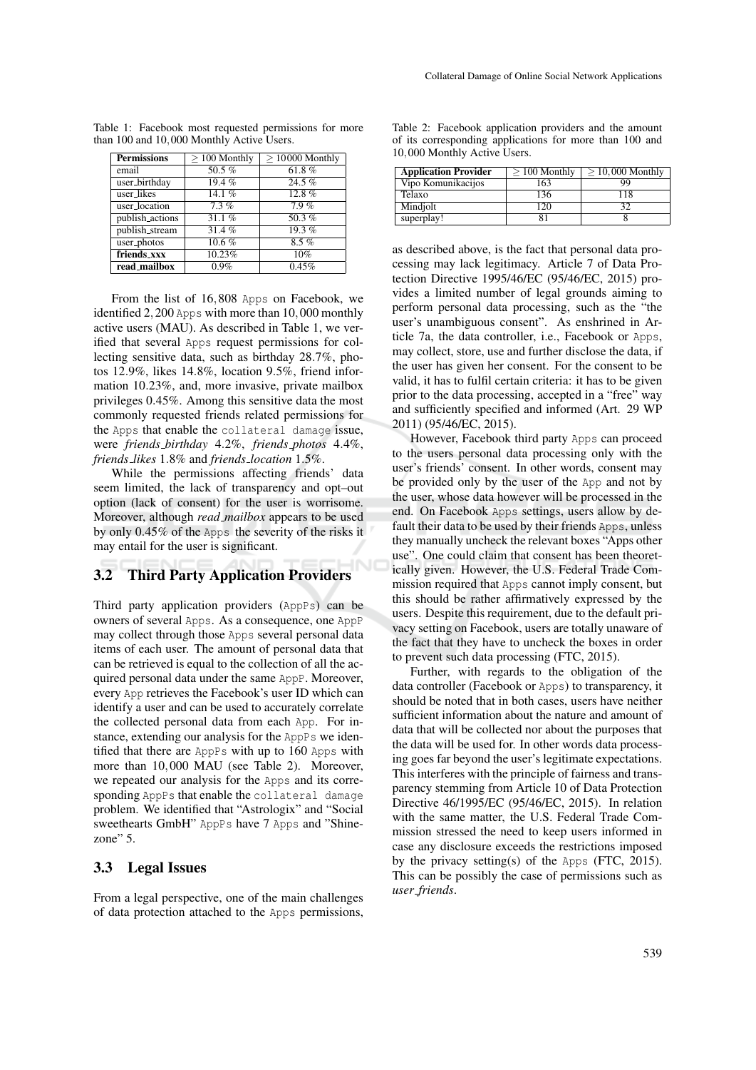Table 1: Facebook most requested permissions for more than 100 and 10,000 Monthly Active Users.

| **Permissions** | $\geq$ 100 Monthly | $\geq$ 10000 Monthly |
|---|---|---|
| email | 50.5 % | 61.8 % |
| user_birthday | 19.4 % | 24.5 % |
| user_likes | 14.1 % | 12.8 % |
| user_location | 7.3 % | 7.9 % |
| publish_actions | 31.1 % | 50.3 % |
| publish_stream | 31.4 % | 19.3 % |
| user_photos | 10.6 % | 8.5 % |
| **friends_xxx** | 10.23% | 10% |
| **read_mailbox** | 0.9% | 0.45% |

From the list of 16,808 Apps on Facebook, we identified 2,200 Apps with more than 10,000 monthly active users (MAU). As described in Table 1, we verified that several Apps request permissions for collecting sensitive data, such as birthday 28.7%, photos 12.9%, likes 14.8%, location 9.5%, friend information 10.23%, and, more invasive, private mailbox privileges 0.45%. Among this sensitive data the most commonly requested friends related permissions for the Apps that enable the collateral damage issue, were *friends_birthday* 4.2%, *friends_photos* 4.4%, *friends_likes* 1.8% and *friends_location* 1.5%.

While the permissions affecting friends' data seem limited, the lack of transparency and opt–out option (lack of consent) for the user is worrisome. Moreover, although *read_mailbox* appears to be used by only 0.45% of the Apps the severity of the risks it may entail for the user is significant.

### 3.2 Third Party Application Providers

Third party application providers (AppPs) can be owners of several Apps. As a consequence, one AppP may collect through those Apps several personal data items of each user. The amount of personal data that can be retrieved is equal to the collection of all the acquired personal data under the same AppP. Moreover, every App retrieves the Facebook's user ID which can identify a user and can be used to accurately correlate the collected personal data from each App. For instance, extending our analysis for the AppPs we identified that there are AppPs with up to 160 Apps with more than 10,000 MAU (see Table 2). Moreover, we repeated our analysis for the Apps and its corresponding AppPs that enable the collateral damage problem. We identified that "Astrologix" and "Social sweethearts GmbH" AppPs have 7 Apps and "Shinezone" 5.

### 3.3 Legal Issues

From a legal perspective, one of the main challenges of data protection attached to the Apps permissions,

Table 2: Facebook application providers and the amount of its corresponding applications for more than 100 and 10,000 Monthly Active Users.

| **Application Provider** | $\geq$ 100 Monthly | $\geq$ 10,000 Monthly |
|---|---|---|
| Vipo Komunikacijos | 163 | 99 |
| Telaxo | 136 | 118 |
| Mindjolt | 120 | 32 |
| superplay! | 81 | 8 |

as described above, is the fact that personal data processing may lack legitimacy. Article 7 of Data Protection Directive 1995/46/EC (95/46/EC, 2015) provides a limited number of legal grounds aiming to perform personal data processing, such as the "the user's unambiguous consent". As enshrined in Article 7a, the data controller, i.e., Facebook or Apps, may collect, store, use and further disclose the data, if the user has given her consent. For the consent to be valid, it has to fulfil certain criteria: it has to be given prior to the data processing, accepted in a "free" way and sufficiently specified and informed (Art. 29 WP 2011) (95/46/EC, 2015).

However, Facebook third party Apps can proceed to the users personal data processing only with the user's friends' consent. In other words, consent may be provided only by the user of the App and not by the user, whose data however will be processed in the end. On Facebook Apps settings, users allow by default their data to be used by their friends Apps, unless they manually uncheck the relevant boxes "Apps other use". One could claim that consent has been theoretically given. However, the U.S. Federal Trade Commission required that Apps cannot imply consent, but this should be rather affirmatively expressed by the users. Despite this requirement, due to the default privacy setting on Facebook, users are totally unaware of the fact that they have to uncheck the boxes in order to prevent such data processing (FTC, 2015).

Further, with regards to the obligation of the data controller (Facebook or Apps) to transparency, it should be noted that in both cases, users have neither sufficient information about the nature and amount of data that will be collected nor about the purposes that the data will be used for. In other words data processing goes far beyond the user's legitimate expectations. This interferes with the principle of fairness and transparency stemming from Article 10 of Data Protection Directive 46/1995/EC (95/46/EC, 2015). In relation with the same matter, the U.S. Federal Trade Commission stressed the need to keep users informed in case any disclosure exceeds the restrictions imposed by the privacy setting(s) of the Apps (FTC, 2015). This can be possibly the case of permissions such as *user_friends*.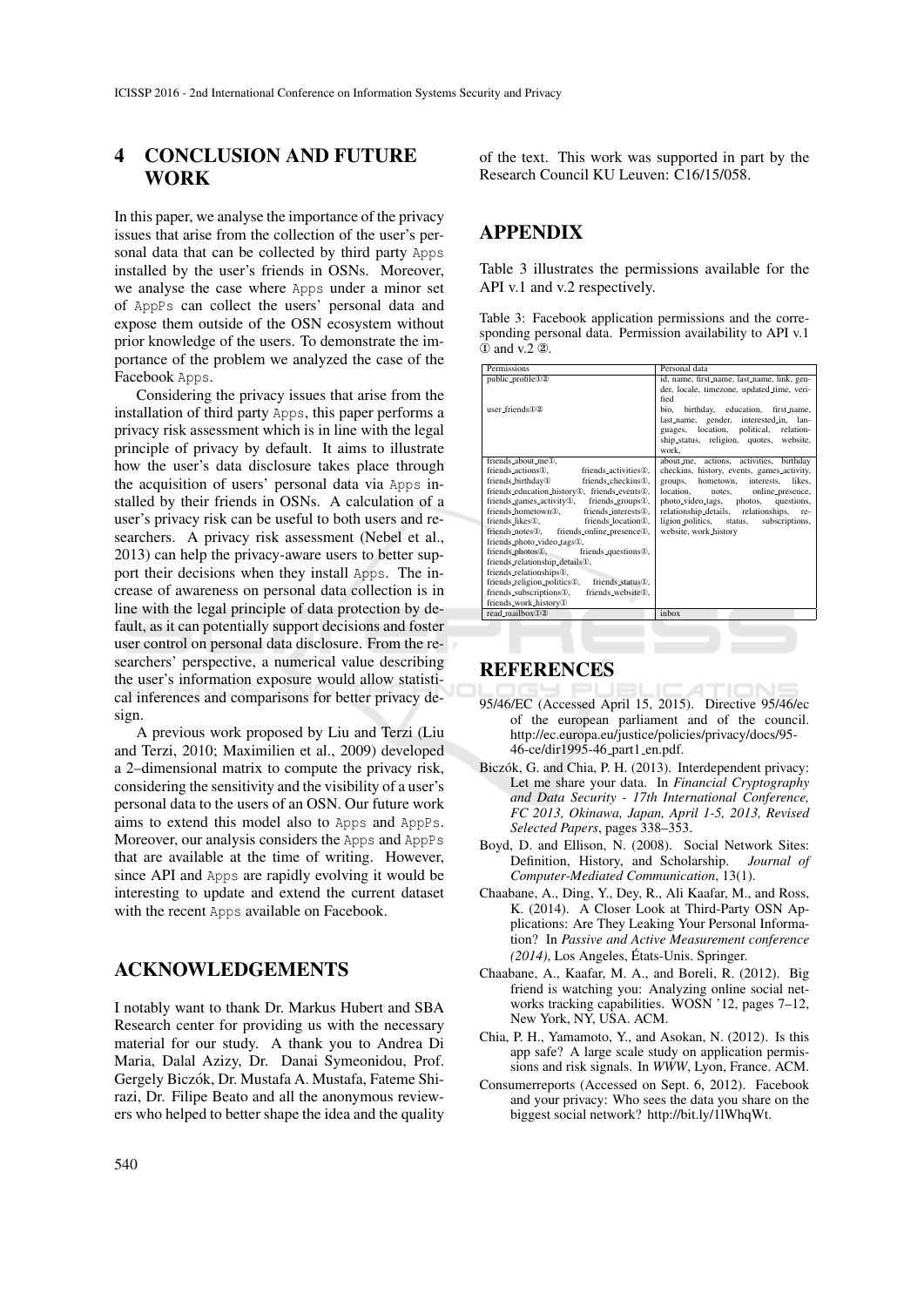## 4 CONCLUSION AND FUTURE WORK

In this paper, we analyse the importance of the privacy issues that arise from the collection of the user's personal data that can be collected by third party Apps installed by the user's friends in OSNs. Moreover, we analyse the case where Apps under a minor set of AppPs can collect the users' personal data and expose them outside of the OSN ecosystem without prior knowledge of the users. To demonstrate the importance of the problem we analyzed the case of the Facebook Apps.

Considering the privacy issues that arise from the installation of third party Apps, this paper performs a privacy risk assessment which is in line with the legal principle of privacy by default. It aims to illustrate how the user's data disclosure takes place through the acquisition of users' personal data via Apps installed by their friends in OSNs. A calculation of a user's privacy risk can be useful to both users and researchers. A privacy risk assessment (Nebel et al., 2013) can help the privacy-aware users to better support their decisions when they install Apps. The increase of awareness on personal data collection is in line with the legal principle of data protection by default, as it can potentially support decisions and foster user control on personal data disclosure. From the researchers' perspective, a numerical value describing the user's information exposure would allow statistical inferences and comparisons for better privacy design.

A previous work proposed by Liu and Terzi (Liu and Terzi, 2010; Maximilien et al., 2009) developed a 2–dimensional matrix to compute the privacy risk, considering the sensitivity and the visibility of a user's personal data to the users of an OSN. Our future work aims to extend this model also to Apps and AppPs. Moreover, our analysis considers the Apps and AppPs that are available at the time of writing. However, since API and Apps are rapidly evolving it would be interesting to update and extend the current dataset with the recent Apps available on Facebook.

## ACKNOWLEDGEMENTS

I notably want to thank Dr. Markus Hubert and SBA Research center for providing us with the necessary material for our study. A thank you to Andrea Di Maria, Dalal Azizy, Dr. Danai Symeonidou, Prof. Gergely Biczók, Dr. Mustafa A. Mustafa, Fateme Shirazi, Dr. Filipe Beato and all the anonymous reviewers who helped to better shape the idea and the quality of the text. This work was supported in part by the Research Council KU Leuven: C16/15/058.

## APPENDIX

Table 3 illustrates the permissions available for the API v.1 and v.2 respectively.

Table 3: Facebook application permissions and the corresponding personal data. Permission availability to API v.1 ① and v.2 ②.

| Permissions | Personal data |
|---|---|
| public_profile①② | id, name, first_name, last_name, link, gender, locale, timezone, updated_time, verified |
| user_friends①② | bio, birthday, education, first_name, last_name, gender, interested_in, languages, location, political, relationship_status, religion, quotes, website, work, |
| friends_about_me①, friends_actions①, friends_activities①, friends_birthday① friends_checkins①, friends_education_history①, friends_events①, friends_games_activity①, friends_groups①, friends_hometown①, friends_interests①, friends_likes①, friends_location①, friends_notes①, friends_online_presence①, friends_photo_video_tags①, friends_photos①, friends_questions①, friends_relationship_details①, friends_relationships①, friends_religion_politics①, friends_status①, friends_subscriptions①, friends_website①, friends_work_history① | about_me, actions, activities, birthday checkins, history, events, games_activity, groups, hometown, interests, likes, location, notes, online_presence, photo_video_tags, photos, questions, relationship_details, relationships, religion_politics, status, subscriptions, website, work_history |
| read_mailbox①② | inbox |

## REFERENCES

95/46/EC (Accessed April 15, 2015). Directive 95/46/ec of the european parliament and of the council. http://ec.europa.eu/justice/policies/privacy/docs/95-46-ce/dir1995-46_part1_en.pdf.

Biczók, G. and Chia, P. H. (2013). Interdependent privacy: Let me share your data. In *Financial Cryptography and Data Security - 17th International Conference, FC 2013, Okinawa, Japan, April 1-5, 2013, Revised Selected Papers*, pages 338–353.

Boyd, D. and Ellison, N. (2008). Social Network Sites: Definition, History, and Scholarship. *Journal of Computer-Mediated Communication*, 13(1).

Chaabane, A., Ding, Y., Dey, R., Ali Kaafar, M., and Ross, K. (2014). A Closer Look at Third-Party OSN Applications: Are They Leaking Your Personal Information? In *Passive and Active Measurement conference (2014)*, Los Angeles, États-Unis. Springer.

Chaabane, A., Kaafar, M. A., and Boreli, R. (2012). Big friend is watching you: Analyzing online social networks tracking capabilities. WOSN '12, pages 7–12, New York, NY, USA. ACM.

Chia, P. H., Yamamoto, Y., and Asokan, N. (2012). Is this app safe? A large scale study on application permissions and risk signals. In *WWW*, Lyon, France. ACM.

Consumerreports (Accessed on Sept. 6, 2012). Facebook and your privacy: Who sees the data you share on the biggest social network? http://bit.ly/1lWhqWt.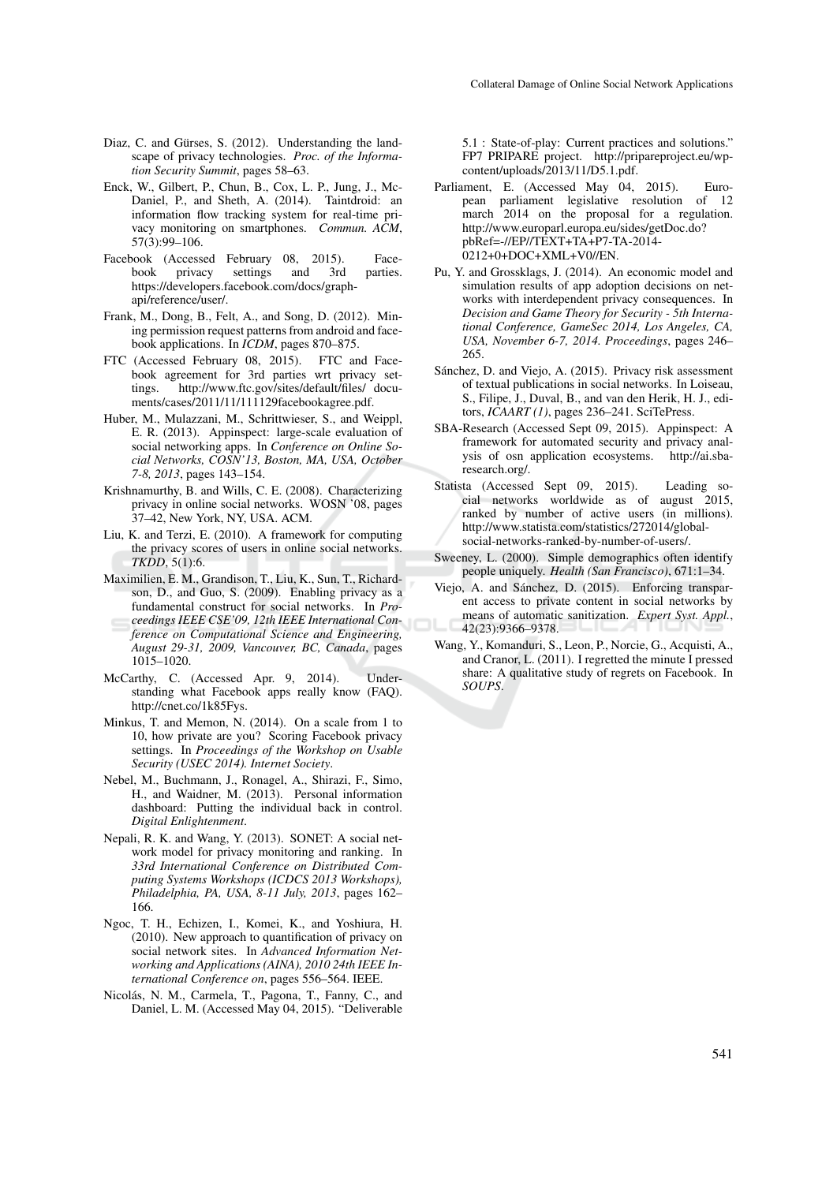Diaz, C. and Gürses, S. (2012). Understanding the landscape of privacy technologies. *Proc. of the Information Security Summit*, pages 58–63.

Enck, W., Gilbert, P., Chun, B., Cox, L. P., Jung, J., McDaniel, P., and Sheth, A. (2014). Taintdroid: an information flow tracking system for real-time privacy monitoring on smartphones. *Commun. ACM*, 57(3):99–106.

Facebook (Accessed February 08, 2015). Facebook privacy settings and 3rd parties. https://developers.facebook.com/docs/graph-api/reference/user/.

Frank, M., Dong, B., Felt, A., and Song, D. (2012). Mining permission request patterns from android and facebook applications. In *ICDM*, pages 870–875.

FTC (Accessed February 08, 2015). FTC and Facebook agreement for 3rd parties wrt privacy settings. http://www.ftc.gov/sites/default/files/ documents/cases/2011/11/111129facebookagree.pdf.

Huber, M., Mulazzani, M., Schrittwieser, S., and Weippl, E. R. (2013). Appinspect: large-scale evaluation of social networking apps. In *Conference on Online Social Networks, COSN'13, Boston, MA, USA, October 7-8, 2013*, pages 143–154.

Krishnamurthy, B. and Wills, C. E. (2008). Characterizing privacy in online social networks. WOSN '08, pages 37–42, New York, NY, USA. ACM.

Liu, K. and Terzi, E. (2010). A framework for computing the privacy scores of users in online social networks. *TKDD*, 5(1):6.

Maximilien, E. M., Grandison, T., Liu, K., Sun, T., Richardson, D., and Guo, S. (2009). Enabling privacy as a fundamental construct for social networks. In *Proceedings IEEE CSE'09, 12th IEEE International Conference on Computational Science and Engineering, August 29-31, 2009, Vancouver, BC, Canada*, pages 1015–1020.

McCarthy, C. (Accessed Apr. 9, 2014). Understanding what Facebook apps really know (FAQ). http://cnet.co/1k85Fys.

Minkus, T. and Memon, N. (2014). On a scale from 1 to 10, how private are you? Scoring Facebook privacy settings. In *Proceedings of the Workshop on Usable Security (USEC 2014). Internet Society*.

Nebel, M., Buchmann, J., Ronagel, A., Shirazi, F., Simo, H., and Waidner, M. (2013). Personal information dashboard: Putting the individual back in control. *Digital Enlightenment*.

Nepali, R. K. and Wang, Y. (2013). SONET: A social network model for privacy monitoring and ranking. In *33rd International Conference on Distributed Computing Systems Workshops (ICDCS 2013 Workshops), Philadelphia, PA, USA, 8-11 July, 2013*, pages 162–166.

Ngoc, T. H., Echizen, I., Komei, K., and Yoshiura, H. (2010). New approach to quantification of privacy on social network sites. In *Advanced Information Networking and Applications (AINA), 2010 24th IEEE International Conference on*, pages 556–564. IEEE.

Nicolás, N. M., Carmela, T., Pagona, T., Fanny, C., and Daniel, L. M. (Accessed May 04, 2015). "Deliverable 5.1 : State-of-play: Current practices and solutions." FP7 PRIPARE project. http://pripareproject.eu/wp-content/uploads/2013/11/D5.1.pdf.

Parliament, E. (Accessed May 04, 2015). European parliament legislative resolution of 12 march 2014 on the proposal for a regulation. http://www.europarl.europa.eu/sides/getDoc.do?pbRef=-//EP//TEXT+TA+P7-TA-2014-0212+0+DOC+XML+V0//EN.

Pu, Y. and Grossklags, J. (2014). An economic model and simulation results of app adoption decisions on networks with interdependent privacy consequences. In *Decision and Game Theory for Security - 5th International Conference, GameSec 2014, Los Angeles, CA, USA, November 6-7, 2014. Proceedings*, pages 246–265.

Sánchez, D. and Viejo, A. (2015). Privacy risk assessment of textual publications in social networks. In Loiseau, S., Filipe, J., Duval, B., and van den Herik, H. J., editors, *ICAART (1)*, pages 236–241. SciTePress.

SBA-Research (Accessed Sept 09, 2015). Appinspect: A framework for automated security and privacy analysis of osn application ecosystems. http://ai.sba-research.org/.

Statista (Accessed Sept 09, 2015). Leading social networks worldwide as of august 2015, ranked by number of active users (in millions). http://www.statista.com/statistics/272014/global-social-networks-ranked-by-number-of-users/.

Sweeney, L. (2000). Simple demographics often identify people uniquely. *Health (San Francisco)*, 671:1–34.

Viejo, A. and Sánchez, D. (2015). Enforcing transparent access to private content in social networks by means of automatic sanitization. *Expert Syst. Appl.*, 42(23):9366–9378.

Wang, Y., Komanduri, S., Leon, P., Norcie, G., Acquisti, A., and Cranor, L. (2011). I regretted the minute I pressed share: A qualitative study of regrets on Facebook. In *SOUPS*.